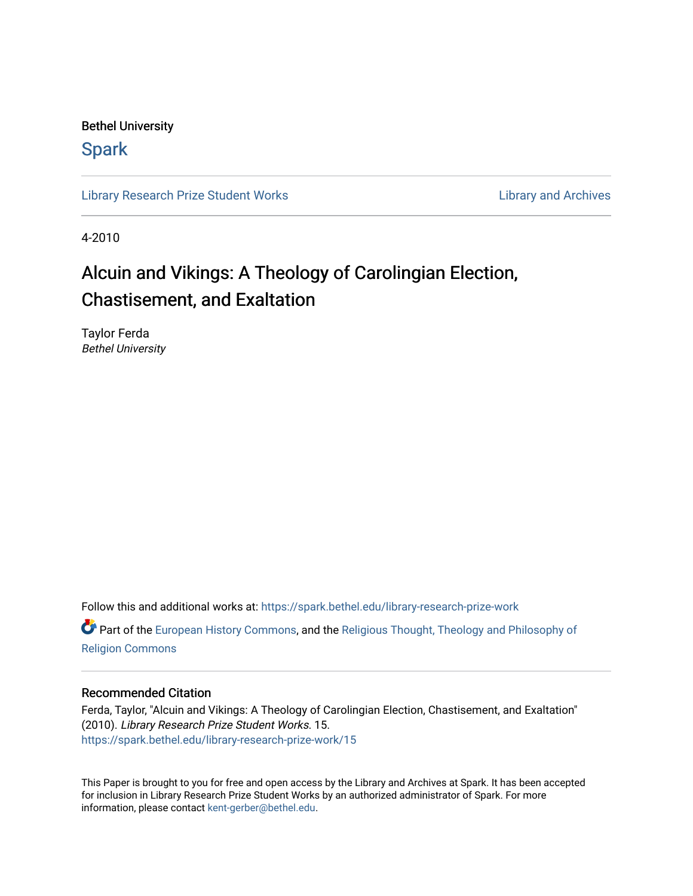Bethel University

Spark

Library Research Prize Student Works

Library and Archives

4-2010

# Alcuin and Vikings: A Theology of Carolingian Election, Chastisement, and Exaltation

Taylor Ferda
*Bethel University*

Follow this and additional works at: https://spark.bethel.edu/library-research-prize-work

Part of the European History Commons, and the Religious Thought, Theology and Philosophy of Religion Commons

## Recommended Citation

Ferda, Taylor, "Alcuin and Vikings: A Theology of Carolingian Election, Chastisement, and Exaltation" (2010). *Library Research Prize Student Works*. 15.
https://spark.bethel.edu/library-research-prize-work/15

This Paper is brought to you for free and open access by the Library and Archives at Spark. It has been accepted for inclusion in Library Research Prize Student Works by an authorized administrator of Spark. For more information, please contact kent-gerber@bethel.edu.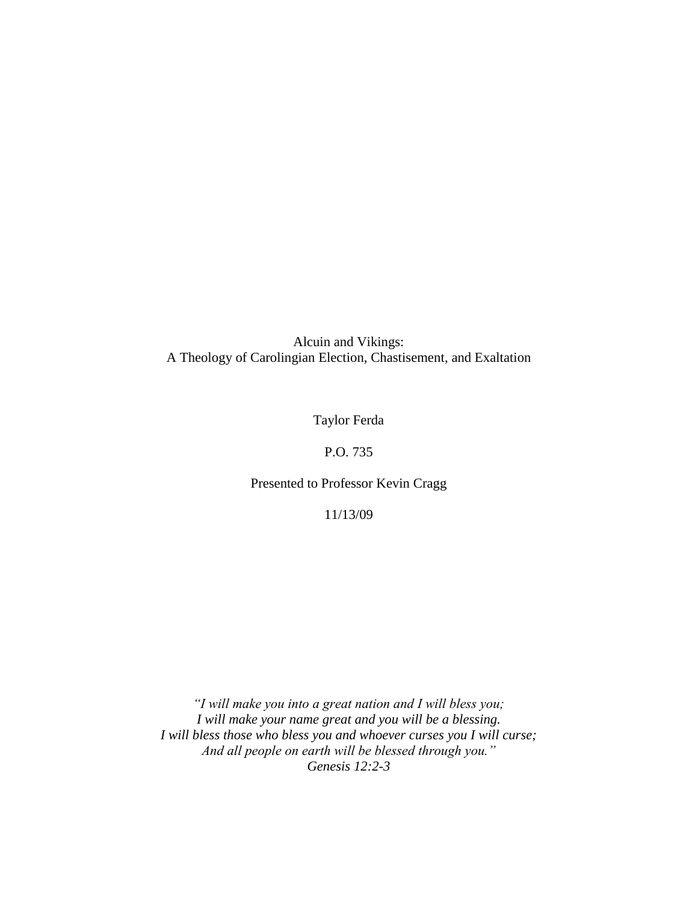# Alcuin and Vikings:
# A Theology of Carolingian Election, Chastisement, and Exaltation

Taylor Ferda

P.O. 735

Presented to Professor Kevin Cragg

11/13/09

*"I will make you into a great nation and I will bless you;*
*I will make your name great and you will be a blessing.*
*I will bless those who bless you and whoever curses you I will curse;*
*And all people on earth will be blessed through you."*
*Genesis 12:2-3*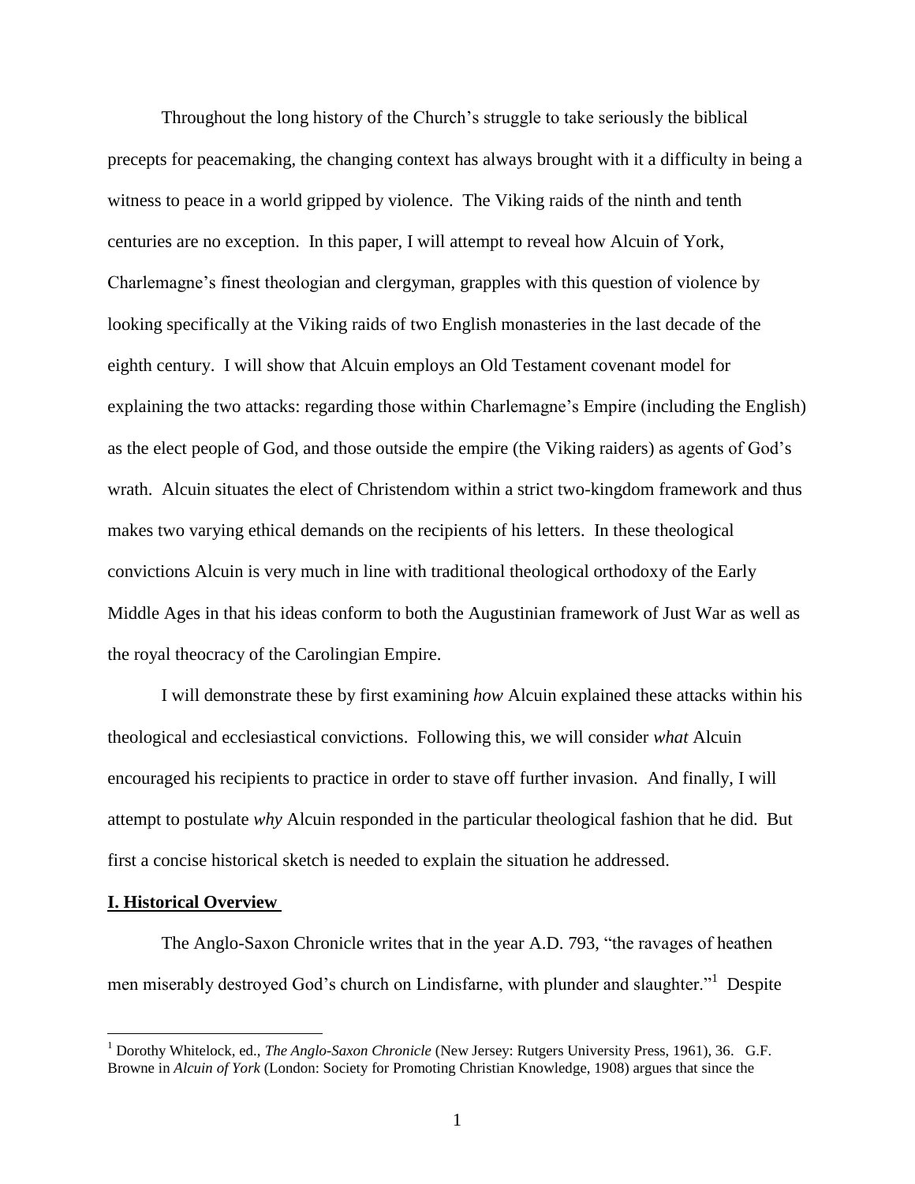Throughout the long history of the Church's struggle to take seriously the biblical precepts for peacemaking, the changing context has always brought with it a difficulty in being a witness to peace in a world gripped by violence. The Viking raids of the ninth and tenth centuries are no exception. In this paper, I will attempt to reveal how Alcuin of York, Charlemagne's finest theologian and clergyman, grapples with this question of violence by looking specifically at the Viking raids of two English monasteries in the last decade of the eighth century. I will show that Alcuin employs an Old Testament covenant model for explaining the two attacks: regarding those within Charlemagne's Empire (including the English) as the elect people of God, and those outside the empire (the Viking raiders) as agents of God's wrath. Alcuin situates the elect of Christendom within a strict two-kingdom framework and thus makes two varying ethical demands on the recipients of his letters. In these theological convictions Alcuin is very much in line with traditional theological orthodoxy of the Early Middle Ages in that his ideas conform to both the Augustinian framework of Just War as well as the royal theocracy of the Carolingian Empire.

I will demonstrate these by first examining *how* Alcuin explained these attacks within his theological and ecclesiastical convictions. Following this, we will consider *what* Alcuin encouraged his recipients to practice in order to stave off further invasion. And finally, I will attempt to postulate *why* Alcuin responded in the particular theological fashion that he did. But first a concise historical sketch is needed to explain the situation he addressed.

## I. Historical Overview

The Anglo-Saxon Chronicle writes that in the year A.D. 793, "the ravages of heathen men miserably destroyed God's church on Lindisfarne, with plunder and slaughter."[1] Despite

---

[1] Dorothy Whitelock, ed., *The Anglo-Saxon Chronicle* (New Jersey: Rutgers University Press, 1961), 36. G.F. Browne in *Alcuin of York* (London: Society for Promoting Christian Knowledge, 1908) argues that since the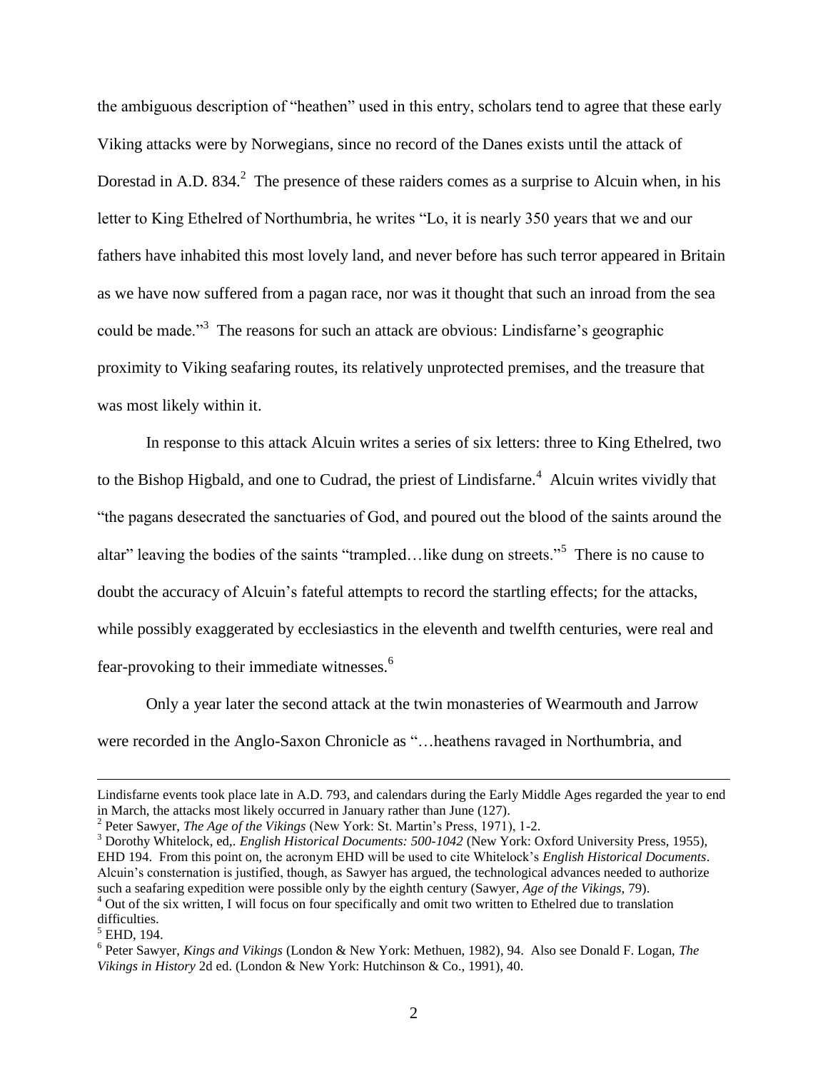the ambiguous description of "heathen" used in this entry, scholars tend to agree that these early Viking attacks were by Norwegians, since no record of the Danes exists until the attack of Dorestad in A.D. 834.[2] The presence of these raiders comes as a surprise to Alcuin when, in his letter to King Ethelred of Northumbria, he writes "Lo, it is nearly 350 years that we and our fathers have inhabited this most lovely land, and never before has such terror appeared in Britain as we have now suffered from a pagan race, nor was it thought that such an inroad from the sea could be made."[3] The reasons for such an attack are obvious: Lindisfarne's geographic proximity to Viking seafaring routes, its relatively unprotected premises, and the treasure that was most likely within it.

In response to this attack Alcuin writes a series of six letters: three to King Ethelred, two to the Bishop Higbald, and one to Cudrad, the priest of Lindisfarne.[4] Alcuin writes vividly that "the pagans desecrated the sanctuaries of God, and poured out the blood of the saints around the altar" leaving the bodies of the saints "trampled…like dung on streets."[5] There is no cause to doubt the accuracy of Alcuin's fateful attempts to record the startling effects; for the attacks, while possibly exaggerated by ecclesiastics in the eleventh and twelfth centuries, were real and fear-provoking to their immediate witnesses.[6]

Only a year later the second attack at the twin monasteries of Wearmouth and Jarrow were recorded in the Anglo-Saxon Chronicle as "…heathens ravaged in Northumbria, and

---

Lindisfarne events took place late in A.D. 793, and calendars during the Early Middle Ages regarded the year to end in March, the attacks most likely occurred in January rather than June (127).

[2] Peter Sawyer, *The Age of the Vikings* (New York: St. Martin's Press, 1971), 1-2.

[3] Dorothy Whitelock, ed,. *English Historical Documents: 500-1042* (New York: Oxford University Press, 1955), EHD 194. From this point on, the acronym EHD will be used to cite Whitelock's *English Historical Documents*. Alcuin's consternation is justified, though, as Sawyer has argued, the technological advances needed to authorize such a seafaring expedition were possible only by the eighth century (Sawyer, *Age of the Vikings,* 79).

[4] Out of the six written, I will focus on four specifically and omit two written to Ethelred due to translation difficulties.

[5] EHD, 194.

[6] Peter Sawyer, *Kings and Vikings* (London & New York: Methuen, 1982), 94. Also see Donald F. Logan, *The Vikings in History* 2d ed. (London & New York: Hutchinson & Co., 1991), 40.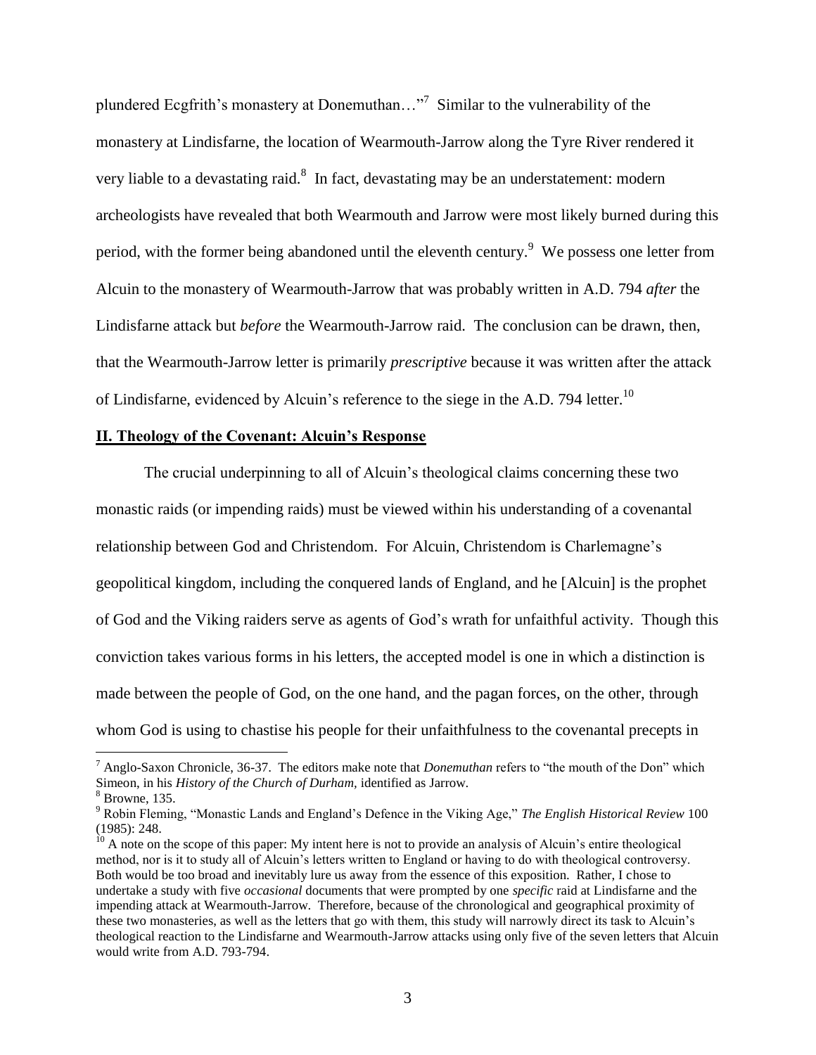plundered Ecgfrith's monastery at Donemuthan…"[7] Similar to the vulnerability of the monastery at Lindisfarne, the location of Wearmouth-Jarrow along the Tyre River rendered it very liable to a devastating raid.[8] In fact, devastating may be an understatement: modern archeologists have revealed that both Wearmouth and Jarrow were most likely burned during this period, with the former being abandoned until the eleventh century.[9] We possess one letter from Alcuin to the monastery of Wearmouth-Jarrow that was probably written in A.D. 794 *after* the Lindisfarne attack but *before* the Wearmouth-Jarrow raid. The conclusion can be drawn, then, that the Wearmouth-Jarrow letter is primarily *prescriptive* because it was written after the attack of Lindisfarne, evidenced by Alcuin's reference to the siege in the A.D. 794 letter.[10]

## II. Theology of the Covenant: Alcuin's Response

The crucial underpinning to all of Alcuin's theological claims concerning these two monastic raids (or impending raids) must be viewed within his understanding of a covenantal relationship between God and Christendom. For Alcuin, Christendom is Charlemagne's geopolitical kingdom, including the conquered lands of England, and he [Alcuin] is the prophet of God and the Viking raiders serve as agents of God's wrath for unfaithful activity. Though this conviction takes various forms in his letters, the accepted model is one in which a distinction is made between the people of God, on the one hand, and the pagan forces, on the other, through whom God is using to chastise his people for their unfaithfulness to the covenantal precepts in

---

[7] Anglo-Saxon Chronicle, 36-37. The editors make note that *Donemuthan* refers to "the mouth of the Don" which Simeon, in his *History of the Church of Durham*, identified as Jarrow.

[8] Browne, 135.

[9] Robin Fleming, "Monastic Lands and England's Defence in the Viking Age," *The English Historical Review* 100 (1985): 248.

[10] A note on the scope of this paper: My intent here is not to provide an analysis of Alcuin's entire theological method, nor is it to study all of Alcuin's letters written to England or having to do with theological controversy. Both would be too broad and inevitably lure us away from the essence of this exposition. Rather, I chose to undertake a study with five *occasional* documents that were prompted by one *specific* raid at Lindisfarne and the impending attack at Wearmouth-Jarrow. Therefore, because of the chronological and geographical proximity of these two monasteries, as well as the letters that go with them, this study will narrowly direct its task to Alcuin's theological reaction to the Lindisfarne and Wearmouth-Jarrow attacks using only five of the seven letters that Alcuin would write from A.D. 793-794.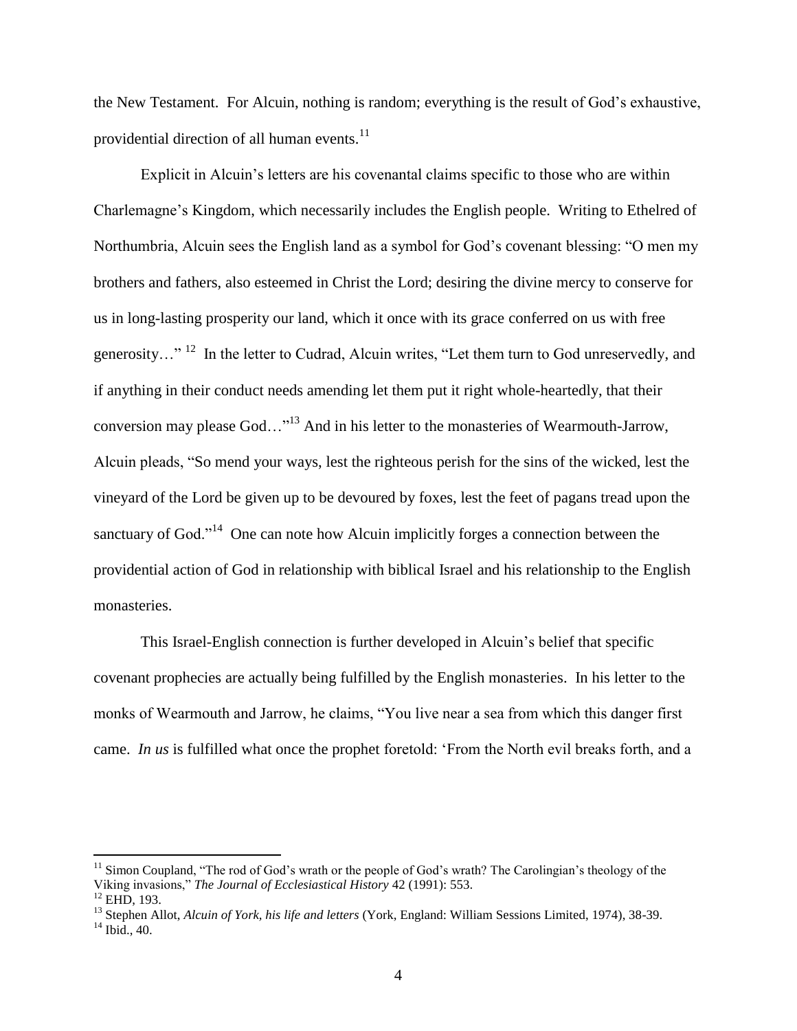the New Testament. For Alcuin, nothing is random; everything is the result of God's exhaustive, providential direction of all human events.[11]

Explicit in Alcuin's letters are his covenantal claims specific to those who are within Charlemagne's Kingdom, which necessarily includes the English people. Writing to Ethelred of Northumbria, Alcuin sees the English land as a symbol for God's covenant blessing: "O men my brothers and fathers, also esteemed in Christ the Lord; desiring the divine mercy to conserve for us in long-lasting prosperity our land, which it once with its grace conferred on us with free generosity…" [12] In the letter to Cudrad, Alcuin writes, "Let them turn to God unreservedly, and if anything in their conduct needs amending let them put it right whole-heartedly, that their conversion may please God…"[13] And in his letter to the monasteries of Wearmouth-Jarrow, Alcuin pleads, "So mend your ways, lest the righteous perish for the sins of the wicked, lest the vineyard of the Lord be given up to be devoured by foxes, lest the feet of pagans tread upon the sanctuary of God."[14] One can note how Alcuin implicitly forges a connection between the providential action of God in relationship with biblical Israel and his relationship to the English monasteries.

This Israel-English connection is further developed in Alcuin's belief that specific covenant prophecies are actually being fulfilled by the English monasteries. In his letter to the monks of Wearmouth and Jarrow, he claims, "You live near a sea from which this danger first came. *In us* is fulfilled what once the prophet foretold: 'From the North evil breaks forth, and a

---

[11] Simon Coupland, "The rod of God's wrath or the people of God's wrath? The Carolingian's theology of the Viking invasions," *The Journal of Ecclesiastical History* 42 (1991): 553.

[12] EHD, 193.

[13] Stephen Allot, *Alcuin of York, his life and letters* (York, England: William Sessions Limited, 1974), 38-39.

[14] Ibid., 40.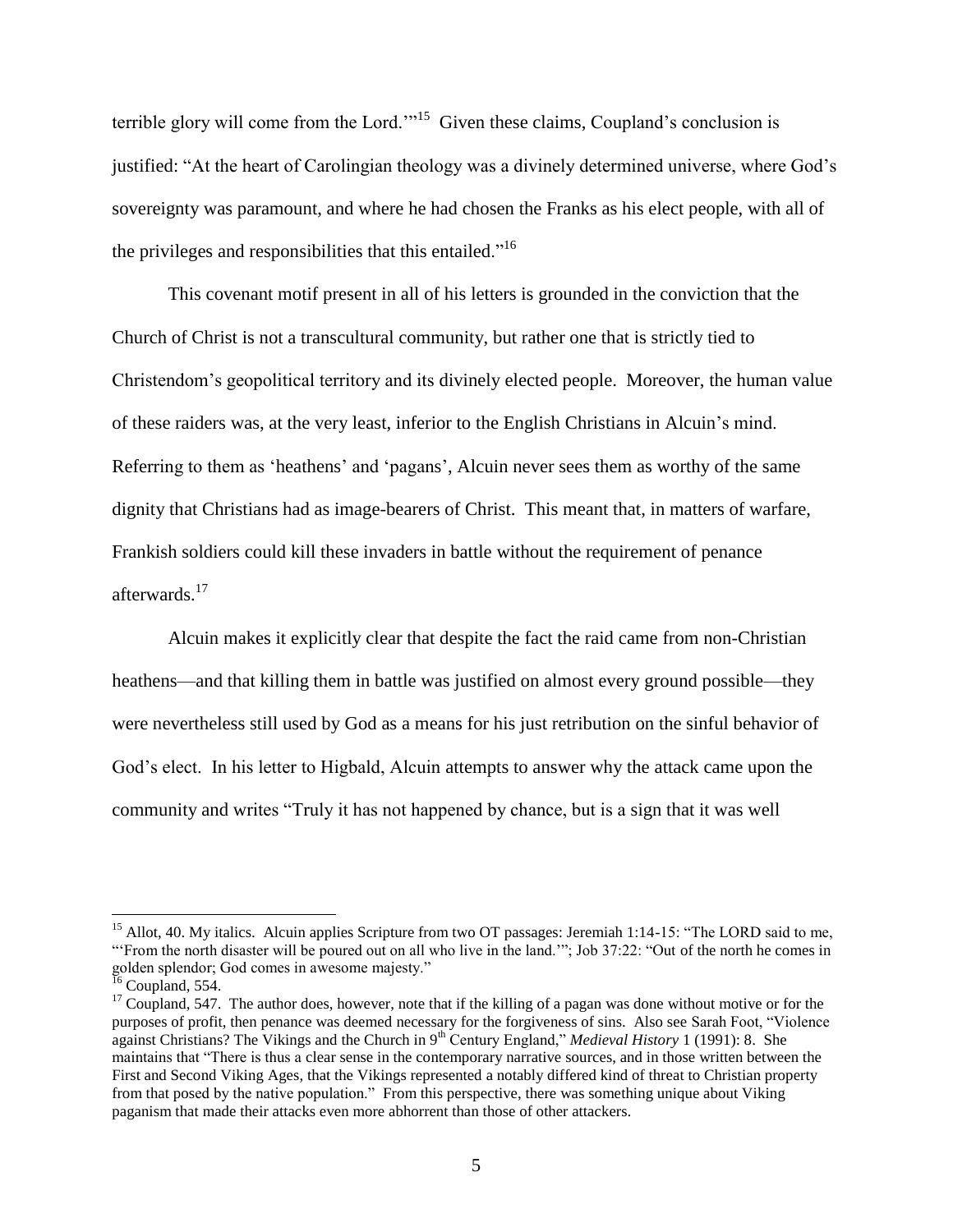terrible glory will come from the Lord.'"[15] Given these claims, Coupland's conclusion is justified: "At the heart of Carolingian theology was a divinely determined universe, where God's sovereignty was paramount, and where he had chosen the Franks as his elect people, with all of the privileges and responsibilities that this entailed."[16]

This covenant motif present in all of his letters is grounded in the conviction that the Church of Christ is not a transcultural community, but rather one that is strictly tied to Christendom's geopolitical territory and its divinely elected people. Moreover, the human value of these raiders was, at the very least, inferior to the English Christians in Alcuin's mind. Referring to them as 'heathens' and 'pagans', Alcuin never sees them as worthy of the same dignity that Christians had as image-bearers of Christ. This meant that, in matters of warfare, Frankish soldiers could kill these invaders in battle without the requirement of penance afterwards.[17]

Alcuin makes it explicitly clear that despite the fact the raid came from non-Christian heathens—and that killing them in battle was justified on almost every ground possible—they were nevertheless still used by God as a means for his just retribution on the sinful behavior of God's elect. In his letter to Higbald, Alcuin attempts to answer why the attack came upon the community and writes "Truly it has not happened by chance, but is a sign that it was well

---

[15] Allot, 40. My italics. Alcuin applies Scripture from two OT passages: Jeremiah 1:14-15: "The LORD said to me, "'From the north disaster will be poured out on all who live in the land.'"; Job 37:22: "Out of the north he comes in golden splendor; God comes in awesome majesty."

[16] Coupland, 554.

[17] Coupland, 547. The author does, however, note that if the killing of a pagan was done without motive or for the purposes of profit, then penance was deemed necessary for the forgiveness of sins. Also see Sarah Foot, "Violence against Christians? The Vikings and the Church in 9th Century England," *Medieval History* 1 (1991): 8. She maintains that "There is thus a clear sense in the contemporary narrative sources, and in those written between the First and Second Viking Ages, that the Vikings represented a notably differed kind of threat to Christian property from that posed by the native population." From this perspective, there was something unique about Viking paganism that made their attacks even more abhorrent than those of other attackers.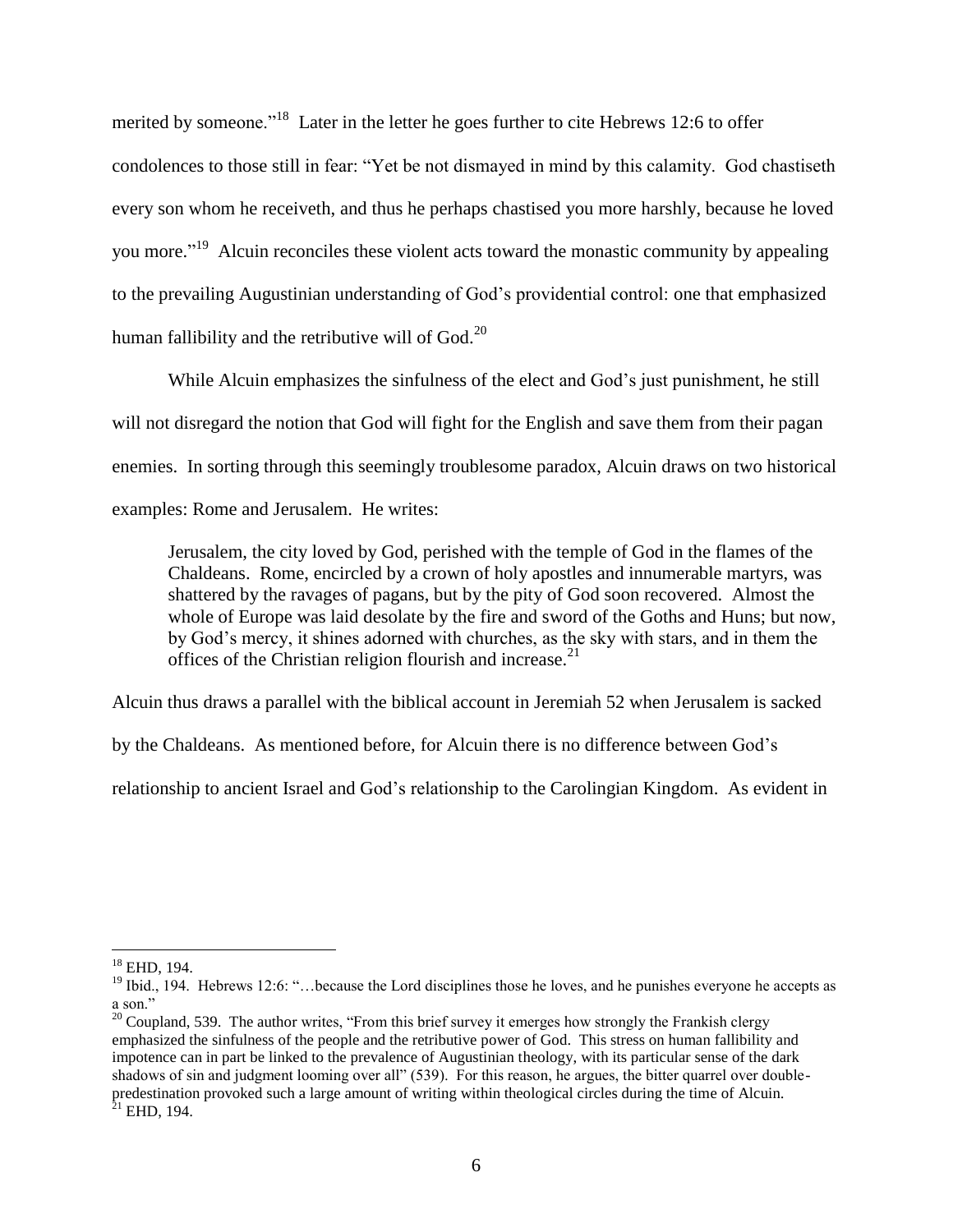merited by someone."[18] Later in the letter he goes further to cite Hebrews 12:6 to offer condolences to those still in fear: "Yet be not dismayed in mind by this calamity. God chastiseth every son whom he receiveth, and thus he perhaps chastised you more harshly, because he loved you more."[19] Alcuin reconciles these violent acts toward the monastic community by appealing to the prevailing Augustinian understanding of God's providential control: one that emphasized human fallibility and the retributive will of God.[20]

While Alcuin emphasizes the sinfulness of the elect and God's just punishment, he still will not disregard the notion that God will fight for the English and save them from their pagan enemies. In sorting through this seemingly troublesome paradox, Alcuin draws on two historical examples: Rome and Jerusalem. He writes:

> Jerusalem, the city loved by God, perished with the temple of God in the flames of the Chaldeans. Rome, encircled by a crown of holy apostles and innumerable martyrs, was shattered by the ravages of pagans, but by the pity of God soon recovered. Almost the whole of Europe was laid desolate by the fire and sword of the Goths and Huns; but now, by God's mercy, it shines adorned with churches, as the sky with stars, and in them the offices of the Christian religion flourish and increase.[21]

Alcuin thus draws a parallel with the biblical account in Jeremiah 52 when Jerusalem is sacked by the Chaldeans. As mentioned before, for Alcuin there is no difference between God's relationship to ancient Israel and God's relationship to the Carolingian Kingdom. As evident in

---

[18] EHD, 194.

[19] Ibid., 194. Hebrews 12:6: "…because the Lord disciplines those he loves, and he punishes everyone he accepts as a son."

[20] Coupland, 539. The author writes, "From this brief survey it emerges how strongly the Frankish clergy emphasized the sinfulness of the people and the retributive power of God. This stress on human fallibility and impotence can in part be linked to the prevalence of Augustinian theology, with its particular sense of the dark shadows of sin and judgment looming over all" (539). For this reason, he argues, the bitter quarrel over double-predestination provoked such a large amount of writing within theological circles during the time of Alcuin.

[21] EHD, 194.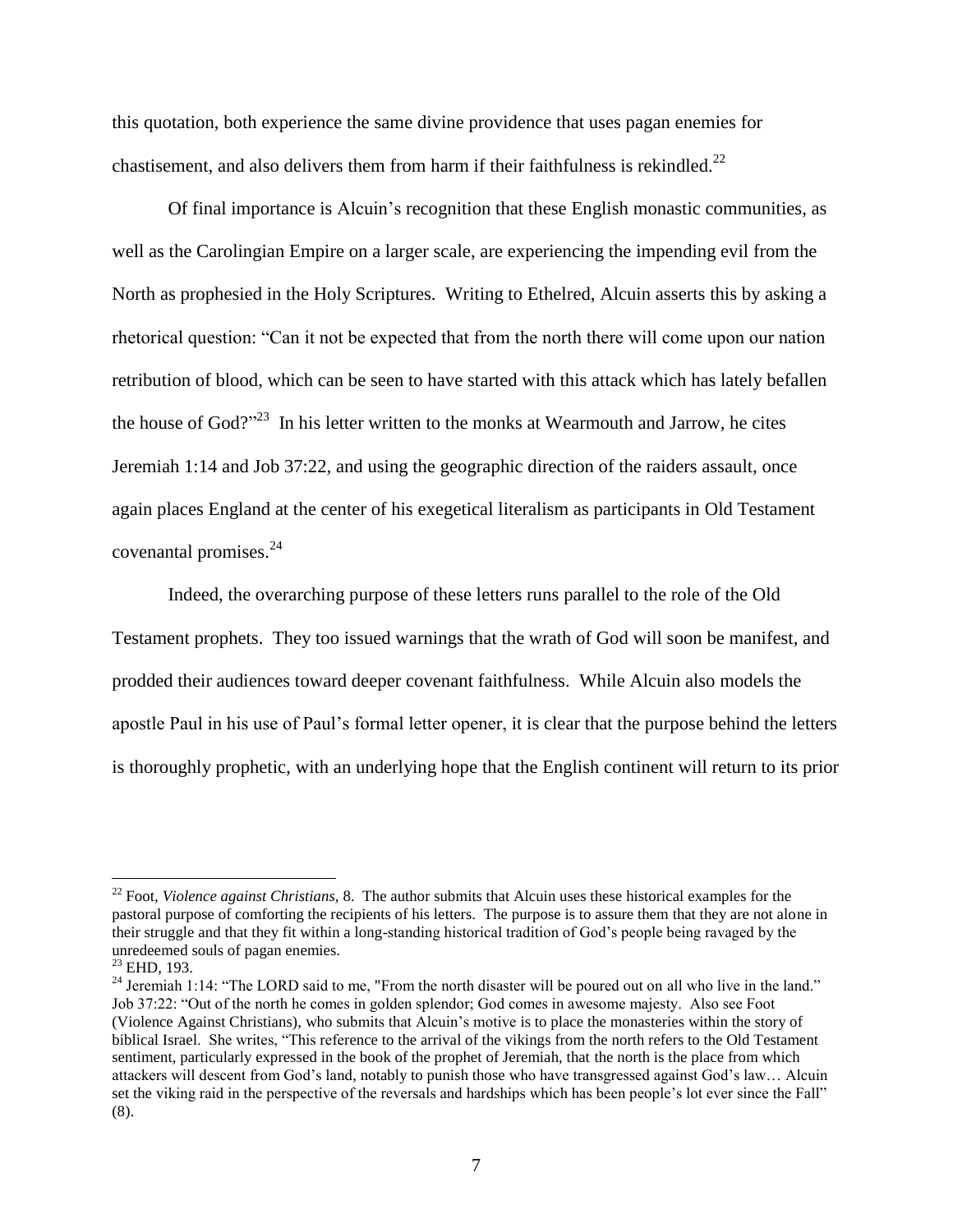this quotation, both experience the same divine providence that uses pagan enemies for chastisement, and also delivers them from harm if their faithfulness is rekindled.[22]

Of final importance is Alcuin's recognition that these English monastic communities, as well as the Carolingian Empire on a larger scale, are experiencing the impending evil from the North as prophesied in the Holy Scriptures. Writing to Ethelred, Alcuin asserts this by asking a rhetorical question: "Can it not be expected that from the north there will come upon our nation retribution of blood, which can be seen to have started with this attack which has lately befallen the house of God?"[23] In his letter written to the monks at Wearmouth and Jarrow, he cites Jeremiah 1:14 and Job 37:22, and using the geographic direction of the raiders assault, once again places England at the center of his exegetical literalism as participants in Old Testament covenantal promises.[24]

Indeed, the overarching purpose of these letters runs parallel to the role of the Old Testament prophets. They too issued warnings that the wrath of God will soon be manifest, and prodded their audiences toward deeper covenant faithfulness. While Alcuin also models the apostle Paul in his use of Paul's formal letter opener, it is clear that the purpose behind the letters is thoroughly prophetic, with an underlying hope that the English continent will return to its prior

---

[22] Foot, *Violence against Christians,* 8. The author submits that Alcuin uses these historical examples for the pastoral purpose of comforting the recipients of his letters. The purpose is to assure them that they are not alone in their struggle and that they fit within a long-standing historical tradition of God's people being ravaged by the unredeemed souls of pagan enemies.

[23] EHD, 193.

[24] Jeremiah 1:14: "The LORD said to me, "From the north disaster will be poured out on all who live in the land." Job 37:22: "Out of the north he comes in golden splendor; God comes in awesome majesty. Also see Foot (Violence Against Christians), who submits that Alcuin's motive is to place the monasteries within the story of biblical Israel. She writes, "This reference to the arrival of the vikings from the north refers to the Old Testament sentiment, particularly expressed in the book of the prophet of Jeremiah, that the north is the place from which attackers will descent from God's land, notably to punish those who have transgressed against God's law… Alcuin set the viking raid in the perspective of the reversals and hardships which has been people's lot ever since the Fall" (8).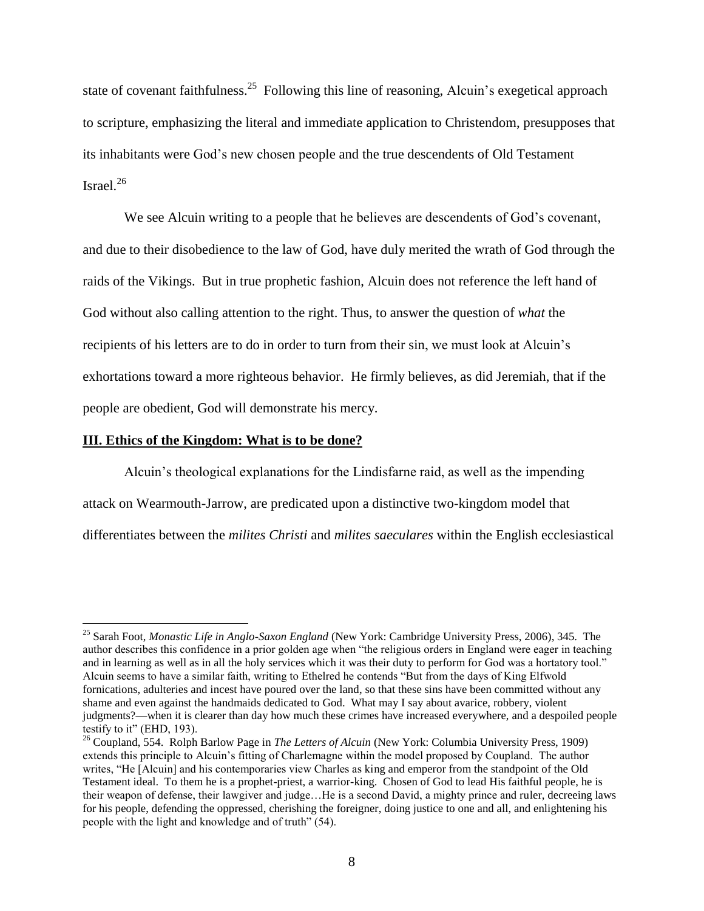state of covenant faithfulness.[25] Following this line of reasoning, Alcuin's exegetical approach to scripture, emphasizing the literal and immediate application to Christendom, presupposes that its inhabitants were God's new chosen people and the true descendents of Old Testament Israel.[26]

We see Alcuin writing to a people that he believes are descendents of God's covenant, and due to their disobedience to the law of God, have duly merited the wrath of God through the raids of the Vikings. But in true prophetic fashion, Alcuin does not reference the left hand of God without also calling attention to the right. Thus, to answer the question of *what* the recipients of his letters are to do in order to turn from their sin, we must look at Alcuin's exhortations toward a more righteous behavior. He firmly believes, as did Jeremiah, that if the people are obedient, God will demonstrate his mercy.

## **III. Ethics of the Kingdom: What is to be done?**

Alcuin's theological explanations for the Lindisfarne raid, as well as the impending attack on Wearmouth-Jarrow, are predicated upon a distinctive two-kingdom model that differentiates between the *milites Christi* and *milites saeculares* within the English ecclesiastical

---

[25] Sarah Foot, *Monastic Life in Anglo-Saxon England* (New York: Cambridge University Press, 2006), 345. The author describes this confidence in a prior golden age when "the religious orders in England were eager in teaching and in learning as well as in all the holy services which it was their duty to perform for God was a hortatory tool." Alcuin seems to have a similar faith, writing to Ethelred he contends "But from the days of King Elfwold fornications, adulteries and incest have poured over the land, so that these sins have been committed without any shame and even against the handmaids dedicated to God. What may I say about avarice, robbery, violent judgments?—when it is clearer than day how much these crimes have increased everywhere, and a despoiled people testify to it" (EHD, 193).

[26] Coupland, 554. Rolph Barlow Page in *The Letters of Alcuin* (New York: Columbia University Press, 1909) extends this principle to Alcuin's fitting of Charlemagne within the model proposed by Coupland. The author writes, "He [Alcuin] and his contemporaries view Charles as king and emperor from the standpoint of the Old Testament ideal. To them he is a prophet-priest, a warrior-king. Chosen of God to lead His faithful people, he is their weapon of defense, their lawgiver and judge…He is a second David, a mighty prince and ruler, decreeing laws for his people, defending the oppressed, cherishing the foreigner, doing justice to one and all, and enlightening his people with the light and knowledge and of truth" (54).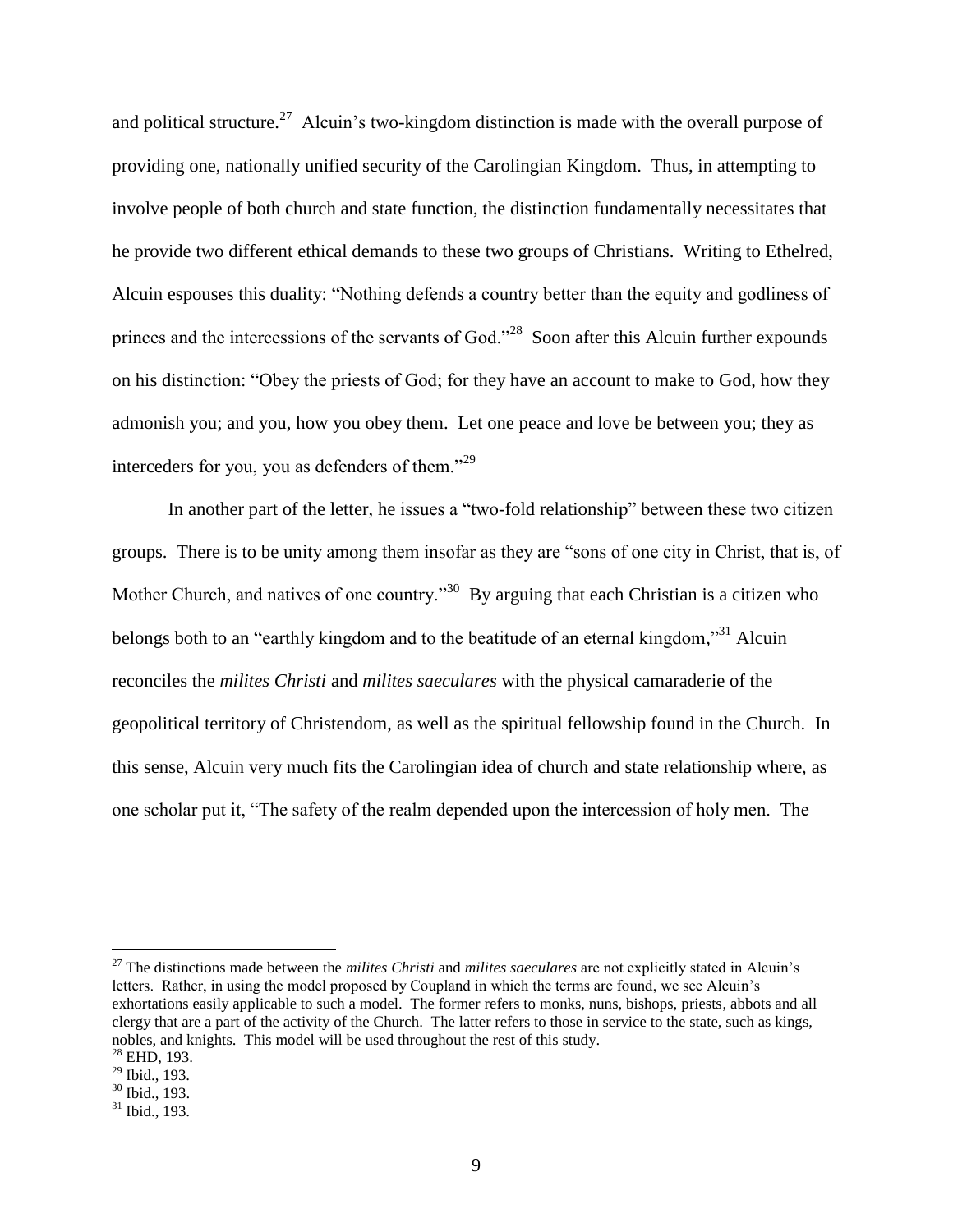and political structure.[27] Alcuin's two-kingdom distinction is made with the overall purpose of providing one, nationally unified security of the Carolingian Kingdom. Thus, in attempting to involve people of both church and state function, the distinction fundamentally necessitates that he provide two different ethical demands to these two groups of Christians. Writing to Ethelred, Alcuin espouses this duality: "Nothing defends a country better than the equity and godliness of princes and the intercessions of the servants of God."[28] Soon after this Alcuin further expounds on his distinction: "Obey the priests of God; for they have an account to make to God, how they admonish you; and you, how you obey them. Let one peace and love be between you; they as interceders for you, you as defenders of them."[29]

In another part of the letter, he issues a "two-fold relationship" between these two citizen groups. There is to be unity among them insofar as they are "sons of one city in Christ, that is, of Mother Church, and natives of one country."[30] By arguing that each Christian is a citizen who belongs both to an "earthly kingdom and to the beatitude of an eternal kingdom,"[31] Alcuin reconciles the *milites Christi* and *milites saeculares* with the physical camaraderie of the geopolitical territory of Christendom, as well as the spiritual fellowship found in the Church. In this sense, Alcuin very much fits the Carolingian idea of church and state relationship where, as one scholar put it, "The safety of the realm depended upon the intercession of holy men. The

---

[27] The distinctions made between the *milites Christi* and *milites saeculares* are not explicitly stated in Alcuin's letters. Rather, in using the model proposed by Coupland in which the terms are found, we see Alcuin's exhortations easily applicable to such a model. The former refers to monks, nuns, bishops, priests, abbots and all clergy that are a part of the activity of the Church. The latter refers to those in service to the state, such as kings, nobles, and knights. This model will be used throughout the rest of this study.

[28] EHD, 193.

[29] Ibid., 193.

[30] Ibid., 193.

[31] Ibid., 193.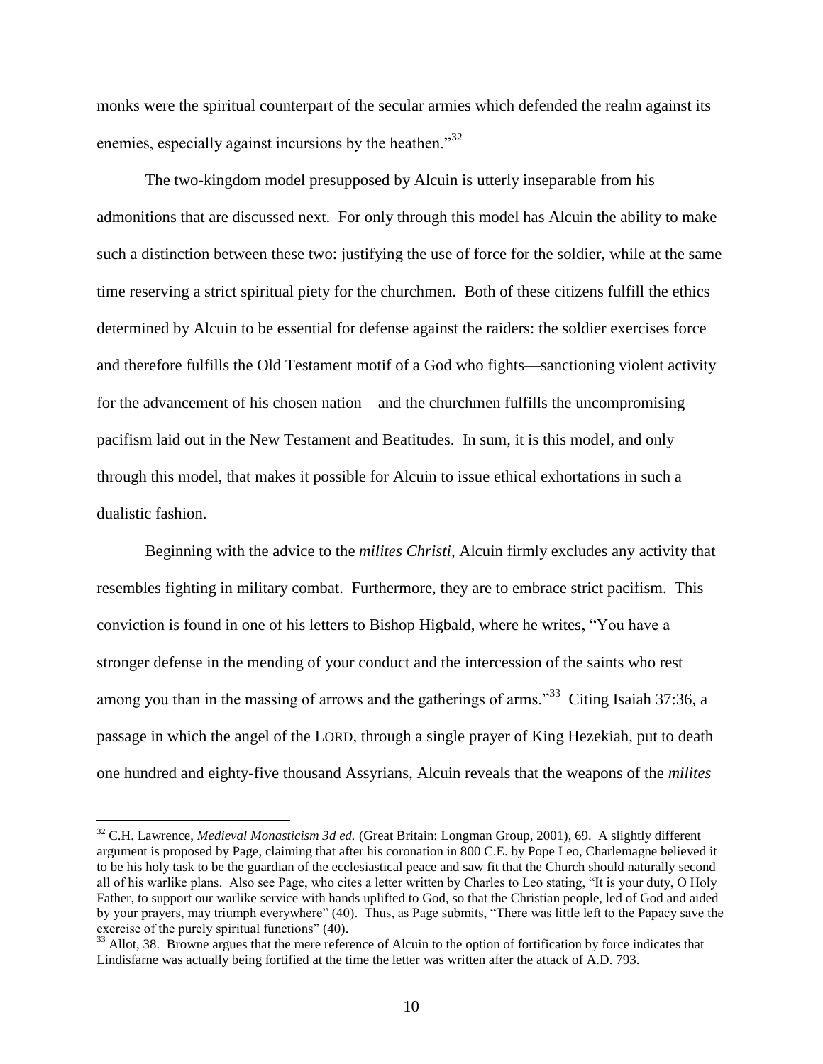monks were the spiritual counterpart of the secular armies which defended the realm against its enemies, especially against incursions by the heathen."[32]

The two-kingdom model presupposed by Alcuin is utterly inseparable from his admonitions that are discussed next. For only through this model has Alcuin the ability to make such a distinction between these two: justifying the use of force for the soldier, while at the same time reserving a strict spiritual piety for the churchmen. Both of these citizens fulfill the ethics determined by Alcuin to be essential for defense against the raiders: the soldier exercises force and therefore fulfills the Old Testament motif of a God who fights—sanctioning violent activity for the advancement of his chosen nation—and the churchmen fulfills the uncompromising pacifism laid out in the New Testament and Beatitudes. In sum, it is this model, and only through this model, that makes it possible for Alcuin to issue ethical exhortations in such a dualistic fashion.

Beginning with the advice to the *milites Christi,* Alcuin firmly excludes any activity that resembles fighting in military combat. Furthermore, they are to embrace strict pacifism. This conviction is found in one of his letters to Bishop Higbald, where he writes, "You have a stronger defense in the mending of your conduct and the intercession of the saints who rest among you than in the massing of arrows and the gatherings of arms."[33] Citing Isaiah 37:36, a passage in which the angel of the LORD, through a single prayer of King Hezekiah, put to death one hundred and eighty-five thousand Assyrians, Alcuin reveals that the weapons of the *milites*

---

[32] C.H. Lawrence, *Medieval Monasticism 3d ed.* (Great Britain: Longman Group, 2001), 69. A slightly different argument is proposed by Page, claiming that after his coronation in 800 C.E. by Pope Leo, Charlemagne believed it to be his holy task to be the guardian of the ecclesiastical peace and saw fit that the Church should naturally second all of his warlike plans. Also see Page, who cites a letter written by Charles to Leo stating, "It is your duty, O Holy Father, to support our warlike service with hands uplifted to God, so that the Christian people, led of God and aided by your prayers, may triumph everywhere" (40). Thus, as Page submits, "There was little left to the Papacy save the exercise of the purely spiritual functions" (40).

[33] Allot, 38. Browne argues that the mere reference of Alcuin to the option of fortification by force indicates that Lindisfarne was actually being fortified at the time the letter was written after the attack of A.D. 793.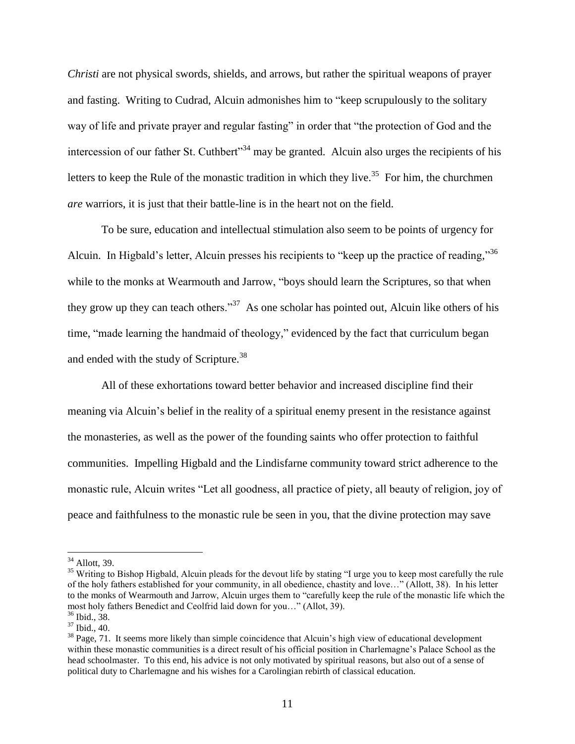*Christi* are not physical swords, shields, and arrows, but rather the spiritual weapons of prayer and fasting. Writing to Cudrad, Alcuin admonishes him to "keep scrupulously to the solitary way of life and private prayer and regular fasting" in order that "the protection of God and the intercession of our father St. Cuthbert"[34] may be granted. Alcuin also urges the recipients of his letters to keep the Rule of the monastic tradition in which they live.[35] For him, the churchmen *are* warriors, it is just that their battle-line is in the heart not on the field.

To be sure, education and intellectual stimulation also seem to be points of urgency for Alcuin. In Higbald's letter, Alcuin presses his recipients to "keep up the practice of reading,"[36] while to the monks at Wearmouth and Jarrow, "boys should learn the Scriptures, so that when they grow up they can teach others."[37] As one scholar has pointed out, Alcuin like others of his time, "made learning the handmaid of theology," evidenced by the fact that curriculum began and ended with the study of Scripture.[38]

All of these exhortations toward better behavior and increased discipline find their meaning via Alcuin's belief in the reality of a spiritual enemy present in the resistance against the monasteries, as well as the power of the founding saints who offer protection to faithful communities. Impelling Higbald and the Lindisfarne community toward strict adherence to the monastic rule, Alcuin writes "Let all goodness, all practice of piety, all beauty of religion, joy of peace and faithfulness to the monastic rule be seen in you, that the divine protection may save

---

[34] Allott, 39.

[35] Writing to Bishop Higbald, Alcuin pleads for the devout life by stating "I urge you to keep most carefully the rule of the holy fathers established for your community, in all obedience, chastity and love…" (Allott, 38). In his letter to the monks of Wearmouth and Jarrow, Alcuin urges them to "carefully keep the rule of the monastic life which the most holy fathers Benedict and Ceolfrid laid down for you…" (Allot, 39).

[36] Ibid., 38.

[37] Ibid., 40.

[38] Page, 71. It seems more likely than simple coincidence that Alcuin's high view of educational development within these monastic communities is a direct result of his official position in Charlemagne's Palace School as the head schoolmaster. To this end, his advice is not only motivated by spiritual reasons, but also out of a sense of political duty to Charlemagne and his wishes for a Carolingian rebirth of classical education.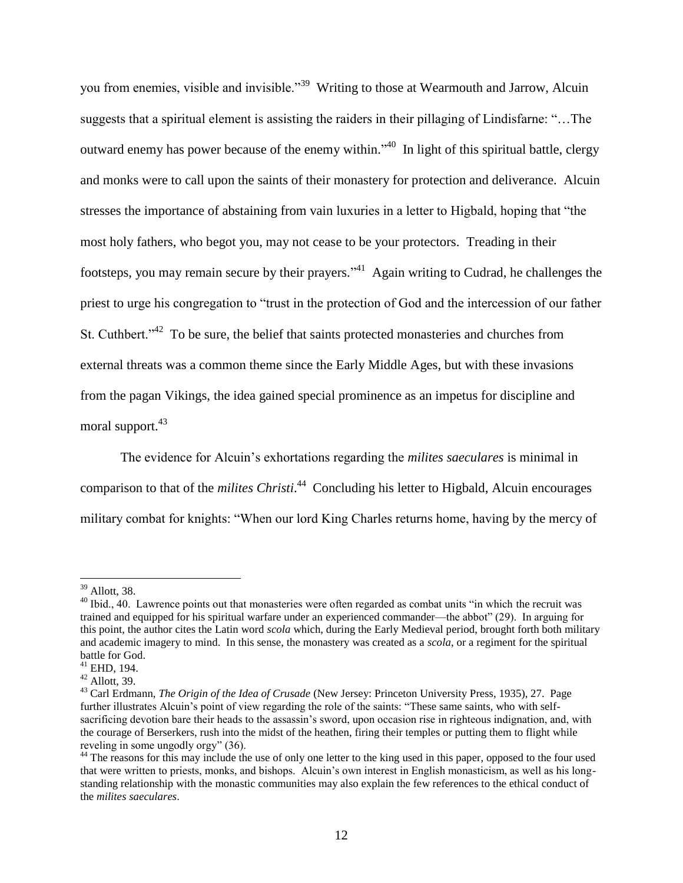you from enemies, visible and invisible."[39] Writing to those at Wearmouth and Jarrow, Alcuin suggests that a spiritual element is assisting the raiders in their pillaging of Lindisfarne: "…The outward enemy has power because of the enemy within."[40] In light of this spiritual battle, clergy and monks were to call upon the saints of their monastery for protection and deliverance. Alcuin stresses the importance of abstaining from vain luxuries in a letter to Higbald, hoping that "the most holy fathers, who begot you, may not cease to be your protectors. Treading in their footsteps, you may remain secure by their prayers."[41] Again writing to Cudrad, he challenges the priest to urge his congregation to "trust in the protection of God and the intercession of our father St. Cuthbert."[42] To be sure, the belief that saints protected monasteries and churches from external threats was a common theme since the Early Middle Ages, but with these invasions from the pagan Vikings, the idea gained special prominence as an impetus for discipline and moral support.[43]

The evidence for Alcuin's exhortations regarding the *milites saeculares* is minimal in comparison to that of the *milites Christi*.[44] Concluding his letter to Higbald, Alcuin encourages military combat for knights: "When our lord King Charles returns home, having by the mercy of

---

[39] Allott, 38.

[40] Ibid., 40. Lawrence points out that monasteries were often regarded as combat units "in which the recruit was trained and equipped for his spiritual warfare under an experienced commander—the abbot" (29). In arguing for this point, the author cites the Latin word *scola* which, during the Early Medieval period, brought forth both military and academic imagery to mind. In this sense, the monastery was created as a *scola*, or a regiment for the spiritual battle for God.

[41] EHD, 194.

[42] Allott, 39.

[43] Carl Erdmann, *The Origin of the Idea of Crusade* (New Jersey: Princeton University Press, 1935), 27. Page further illustrates Alcuin's point of view regarding the role of the saints: "These same saints, who with self-sacrificing devotion bare their heads to the assassin's sword, upon occasion rise in righteous indignation, and, with the courage of Berserkers, rush into the midst of the heathen, firing their temples or putting them to flight while reveling in some ungodly orgy" (36).

[44] The reasons for this may include the use of only one letter to the king used in this paper, opposed to the four used that were written to priests, monks, and bishops. Alcuin's own interest in English monasticism, as well as his long-standing relationship with the monastic communities may also explain the few references to the ethical conduct of the *milites saeculares*.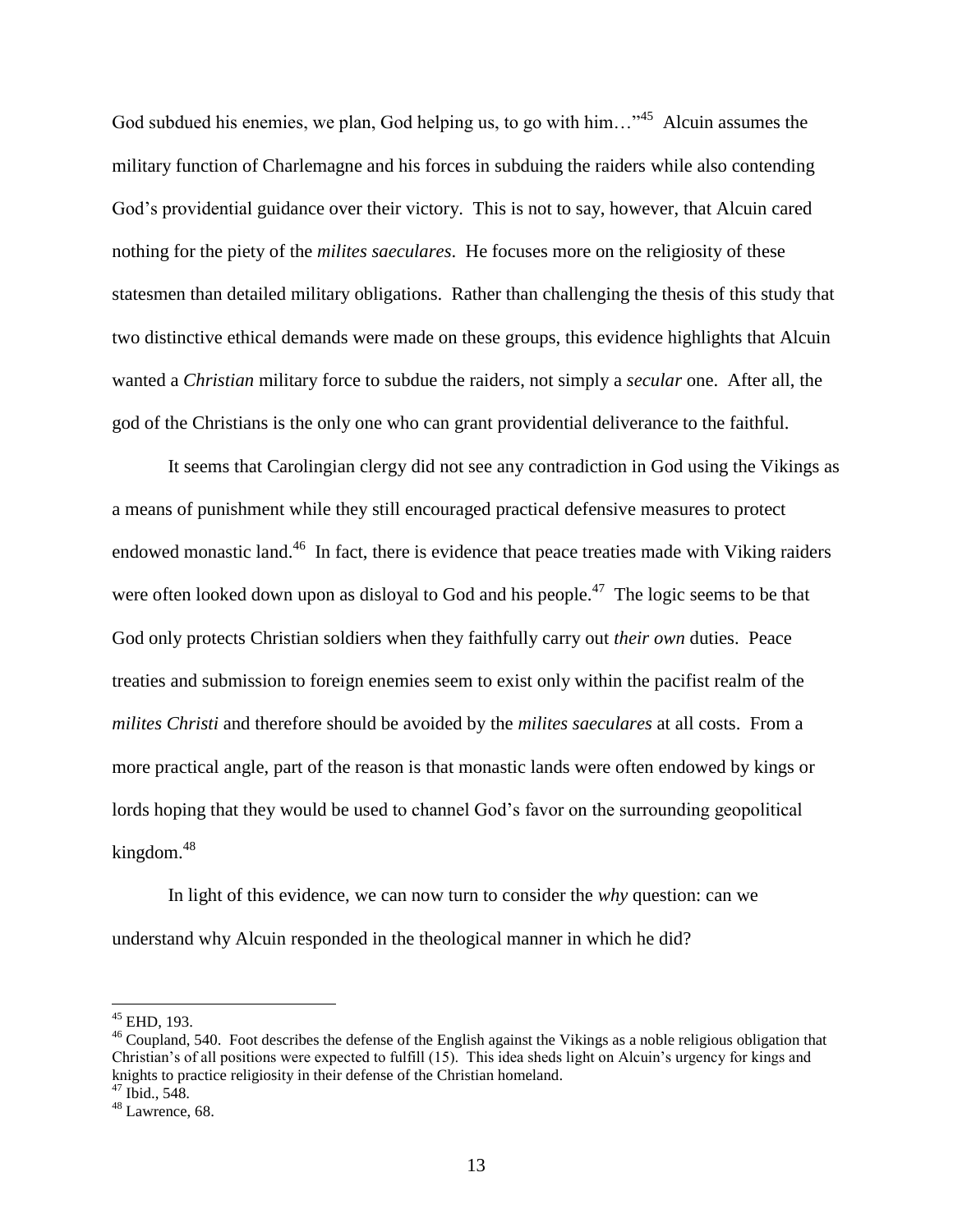God subdued his enemies, we plan, God helping us, to go with him…"[45] Alcuin assumes the military function of Charlemagne and his forces in subduing the raiders while also contending God's providential guidance over their victory. This is not to say, however, that Alcuin cared nothing for the piety of the *milites saeculares*. He focuses more on the religiosity of these statesmen than detailed military obligations. Rather than challenging the thesis of this study that two distinctive ethical demands were made on these groups, this evidence highlights that Alcuin wanted a *Christian* military force to subdue the raiders, not simply a *secular* one. After all, the god of the Christians is the only one who can grant providential deliverance to the faithful.

It seems that Carolingian clergy did not see any contradiction in God using the Vikings as a means of punishment while they still encouraged practical defensive measures to protect endowed monastic land.[46] In fact, there is evidence that peace treaties made with Viking raiders were often looked down upon as disloyal to God and his people.[47] The logic seems to be that God only protects Christian soldiers when they faithfully carry out *their own* duties. Peace treaties and submission to foreign enemies seem to exist only within the pacifist realm of the *milites Christi* and therefore should be avoided by the *milites saeculares* at all costs. From a more practical angle, part of the reason is that monastic lands were often endowed by kings or lords hoping that they would be used to channel God's favor on the surrounding geopolitical kingdom.[48]

In light of this evidence, we can now turn to consider the *why* question: can we understand why Alcuin responded in the theological manner in which he did?

---

[45] EHD, 193.

[46] Coupland, 540. Foot describes the defense of the English against the Vikings as a noble religious obligation that Christian's of all positions were expected to fulfill (15). This idea sheds light on Alcuin's urgency for kings and knights to practice religiosity in their defense of the Christian homeland.

[47] Ibid., 548.

[48] Lawrence, 68.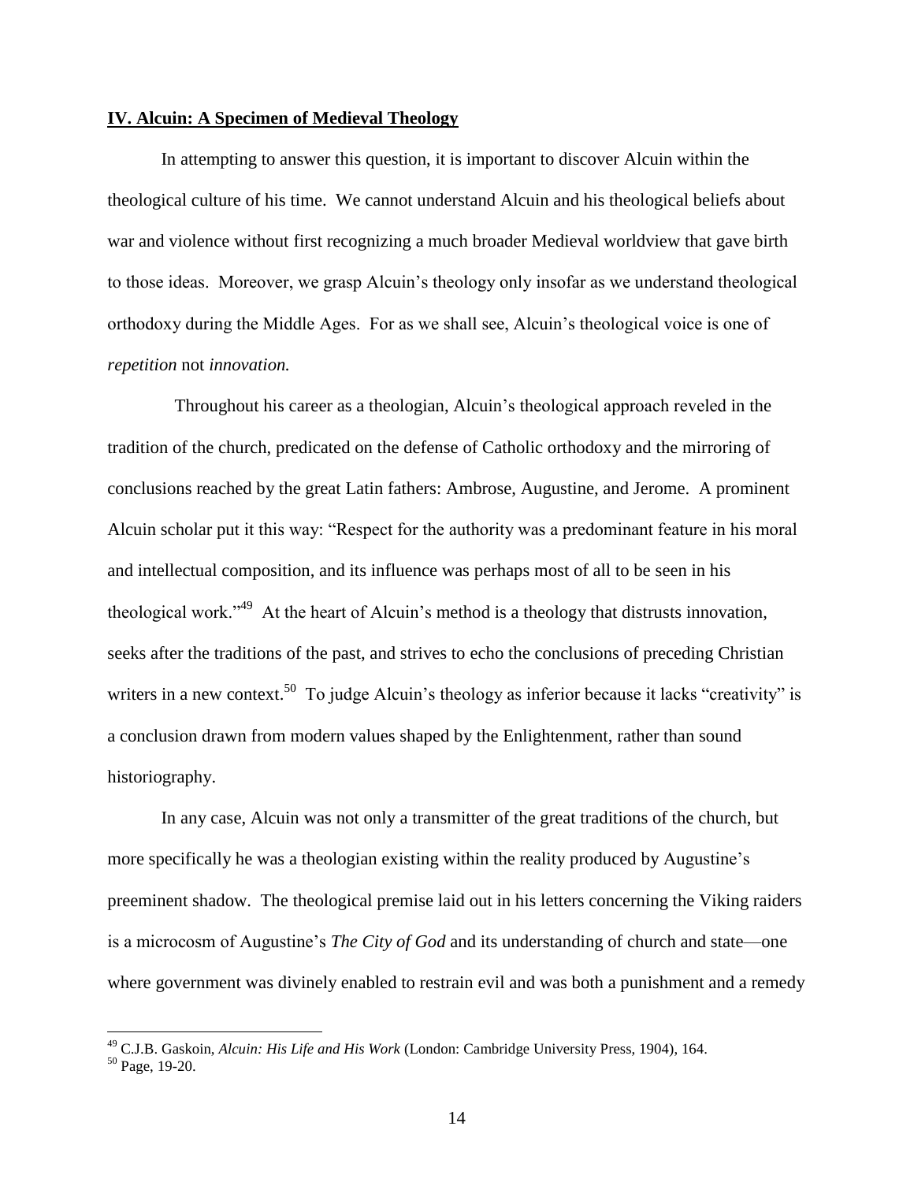## **IV. Alcuin: A Specimen of Medieval Theology**

In attempting to answer this question, it is important to discover Alcuin within the theological culture of his time. We cannot understand Alcuin and his theological beliefs about war and violence without first recognizing a much broader Medieval worldview that gave birth to those ideas. Moreover, we grasp Alcuin's theology only insofar as we understand theological orthodoxy during the Middle Ages. For as we shall see, Alcuin's theological voice is one of *repetition* not *innovation.*

Throughout his career as a theologian, Alcuin's theological approach reveled in the tradition of the church, predicated on the defense of Catholic orthodoxy and the mirroring of conclusions reached by the great Latin fathers: Ambrose, Augustine, and Jerome. A prominent Alcuin scholar put it this way: "Respect for the authority was a predominant feature in his moral and intellectual composition, and its influence was perhaps most of all to be seen in his theological work."[49] At the heart of Alcuin's method is a theology that distrusts innovation, seeks after the traditions of the past, and strives to echo the conclusions of preceding Christian writers in a new context.[50] To judge Alcuin's theology as inferior because it lacks "creativity" is a conclusion drawn from modern values shaped by the Enlightenment, rather than sound historiography.

In any case, Alcuin was not only a transmitter of the great traditions of the church, but more specifically he was a theologian existing within the reality produced by Augustine's preeminent shadow. The theological premise laid out in his letters concerning the Viking raiders is a microcosm of Augustine's *The City of God* and its understanding of church and state—one where government was divinely enabled to restrain evil and was both a punishment and a remedy

---

[49] C.J.B. Gaskoin, *Alcuin: His Life and His Work* (London: Cambridge University Press, 1904), 164.

[50] Page, 19-20.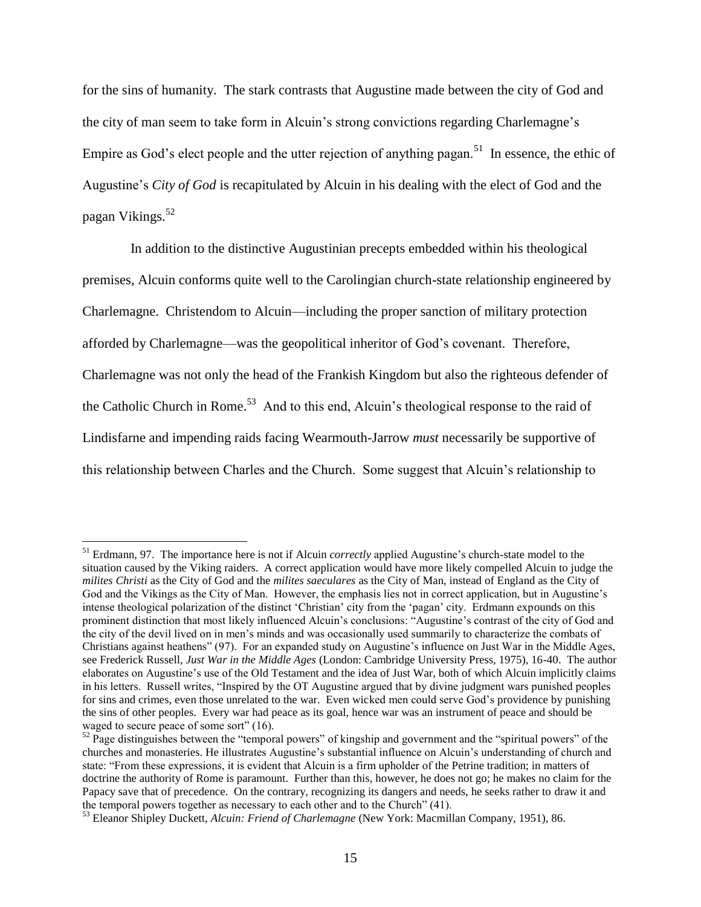for the sins of humanity. The stark contrasts that Augustine made between the city of God and the city of man seem to take form in Alcuin's strong convictions regarding Charlemagne's Empire as God's elect people and the utter rejection of anything pagan.[51] In essence, the ethic of Augustine's *City of God* is recapitulated by Alcuin in his dealing with the elect of God and the pagan Vikings.[52]

In addition to the distinctive Augustinian precepts embedded within his theological premises, Alcuin conforms quite well to the Carolingian church-state relationship engineered by Charlemagne. Christendom to Alcuin—including the proper sanction of military protection afforded by Charlemagne—was the geopolitical inheritor of God's covenant. Therefore, Charlemagne was not only the head of the Frankish Kingdom but also the righteous defender of the Catholic Church in Rome.[53] And to this end, Alcuin's theological response to the raid of Lindisfarne and impending raids facing Wearmouth-Jarrow *must* necessarily be supportive of this relationship between Charles and the Church. Some suggest that Alcuin's relationship to

---

[51] Erdmann, 97. The importance here is not if Alcuin *correctly* applied Augustine's church-state model to the situation caused by the Viking raiders. A correct application would have more likely compelled Alcuin to judge the *milites Christi* as the City of God and the *milites saeculares* as the City of Man, instead of England as the City of God and the Vikings as the City of Man. However, the emphasis lies not in correct application, but in Augustine's intense theological polarization of the distinct 'Christian' city from the 'pagan' city. Erdmann expounds on this prominent distinction that most likely influenced Alcuin's conclusions: "Augustine's contrast of the city of God and the city of the devil lived on in men's minds and was occasionally used summarily to characterize the combats of Christians against heathens" (97). For an expanded study on Augustine's influence on Just War in the Middle Ages, see Frederick Russell, *Just War in the Middle Ages* (London: Cambridge University Press, 1975), 16-40. The author elaborates on Augustine's use of the Old Testament and the idea of Just War, both of which Alcuin implicitly claims in his letters. Russell writes, "Inspired by the OT Augustine argued that by divine judgment wars punished peoples for sins and crimes, even those unrelated to the war. Even wicked men could serve God's providence by punishing the sins of other peoples. Every war had peace as its goal, hence war was an instrument of peace and should be waged to secure peace of some sort" (16).

[52] Page distinguishes between the "temporal powers" of kingship and government and the "spiritual powers" of the churches and monasteries. He illustrates Augustine's substantial influence on Alcuin's understanding of church and state: "From these expressions, it is evident that Alcuin is a firm upholder of the Petrine tradition; in matters of doctrine the authority of Rome is paramount. Further than this, however, he does not go; he makes no claim for the Papacy save that of precedence. On the contrary, recognizing its dangers and needs, he seeks rather to draw it and the temporal powers together as necessary to each other and to the Church" (41).

[53] Eleanor Shipley Duckett, *Alcuin: Friend of Charlemagne* (New York: Macmillan Company, 1951), 86.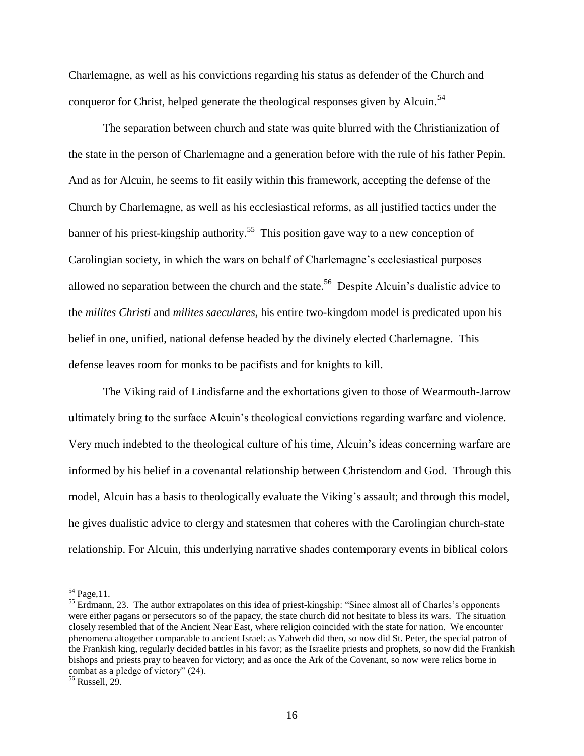Charlemagne, as well as his convictions regarding his status as defender of the Church and conqueror for Christ, helped generate the theological responses given by Alcuin.[54]

The separation between church and state was quite blurred with the Christianization of the state in the person of Charlemagne and a generation before with the rule of his father Pepin. And as for Alcuin, he seems to fit easily within this framework, accepting the defense of the Church by Charlemagne, as well as his ecclesiastical reforms, as all justified tactics under the banner of his priest-kingship authority.[55] This position gave way to a new conception of Carolingian society, in which the wars on behalf of Charlemagne's ecclesiastical purposes allowed no separation between the church and the state.[56] Despite Alcuin's dualistic advice to the *milites Christi* and *milites saeculares*, his entire two-kingdom model is predicated upon his belief in one, unified, national defense headed by the divinely elected Charlemagne. This defense leaves room for monks to be pacifists and for knights to kill.

The Viking raid of Lindisfarne and the exhortations given to those of Wearmouth-Jarrow ultimately bring to the surface Alcuin's theological convictions regarding warfare and violence. Very much indebted to the theological culture of his time, Alcuin's ideas concerning warfare are informed by his belief in a covenantal relationship between Christendom and God. Through this model, Alcuin has a basis to theologically evaluate the Viking's assault; and through this model, he gives dualistic advice to clergy and statesmen that coheres with the Carolingian church-state relationship. For Alcuin, this underlying narrative shades contemporary events in biblical colors

---

[54] Page,11.

[55] Erdmann, 23. The author extrapolates on this idea of priest-kingship: "Since almost all of Charles's opponents were either pagans or persecutors so of the papacy, the state church did not hesitate to bless its wars. The situation closely resembled that of the Ancient Near East, where religion coincided with the state for nation. We encounter phenomena altogether comparable to ancient Israel: as Yahweh did then, so now did St. Peter, the special patron of the Frankish king, regularly decided battles in his favor; as the Israelite priests and prophets, so now did the Frankish bishops and priests pray to heaven for victory; and as once the Ark of the Covenant, so now were relics borne in combat as a pledge of victory" (24).

[56] Russell, 29.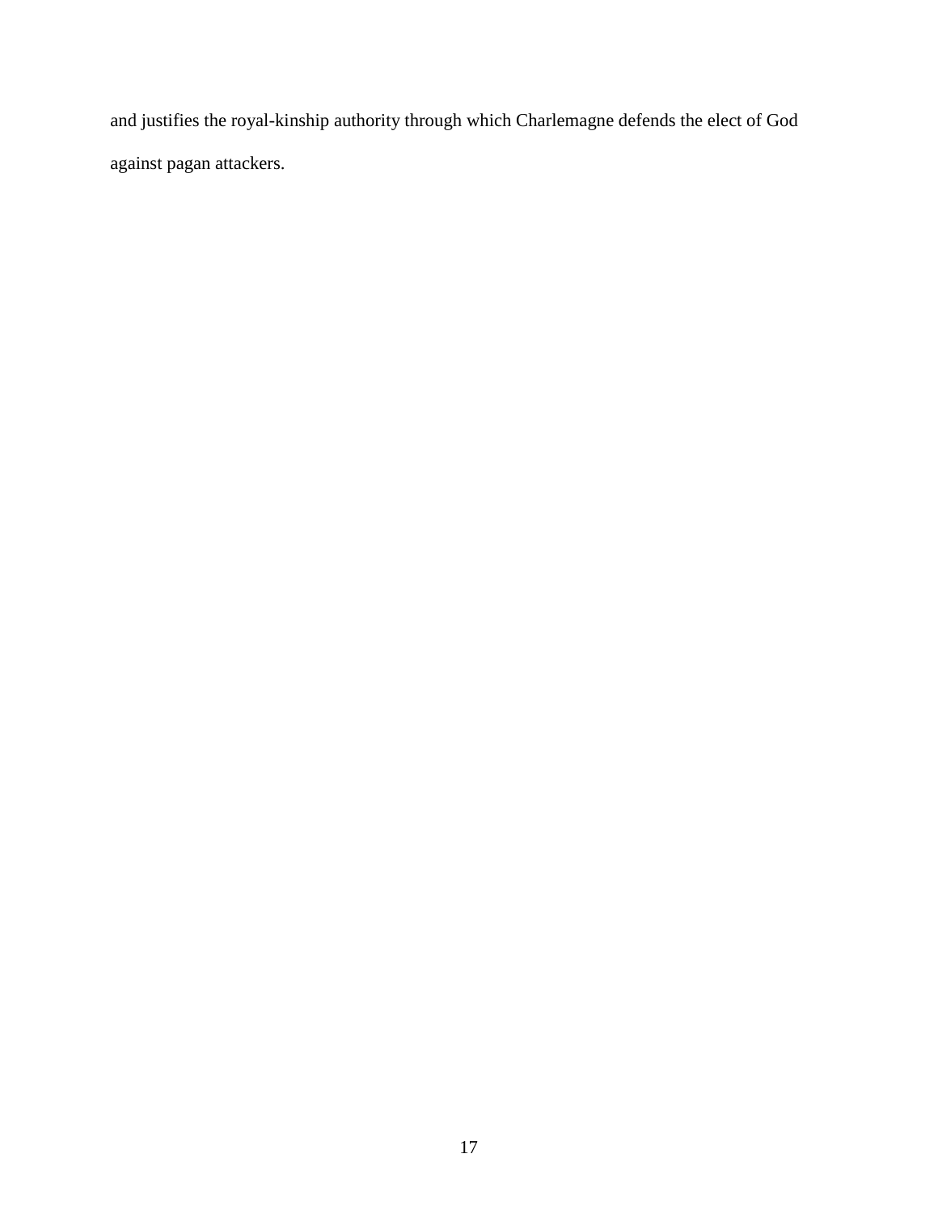and justifies the royal-kinship authority through which Charlemagne defends the elect of God against pagan attackers.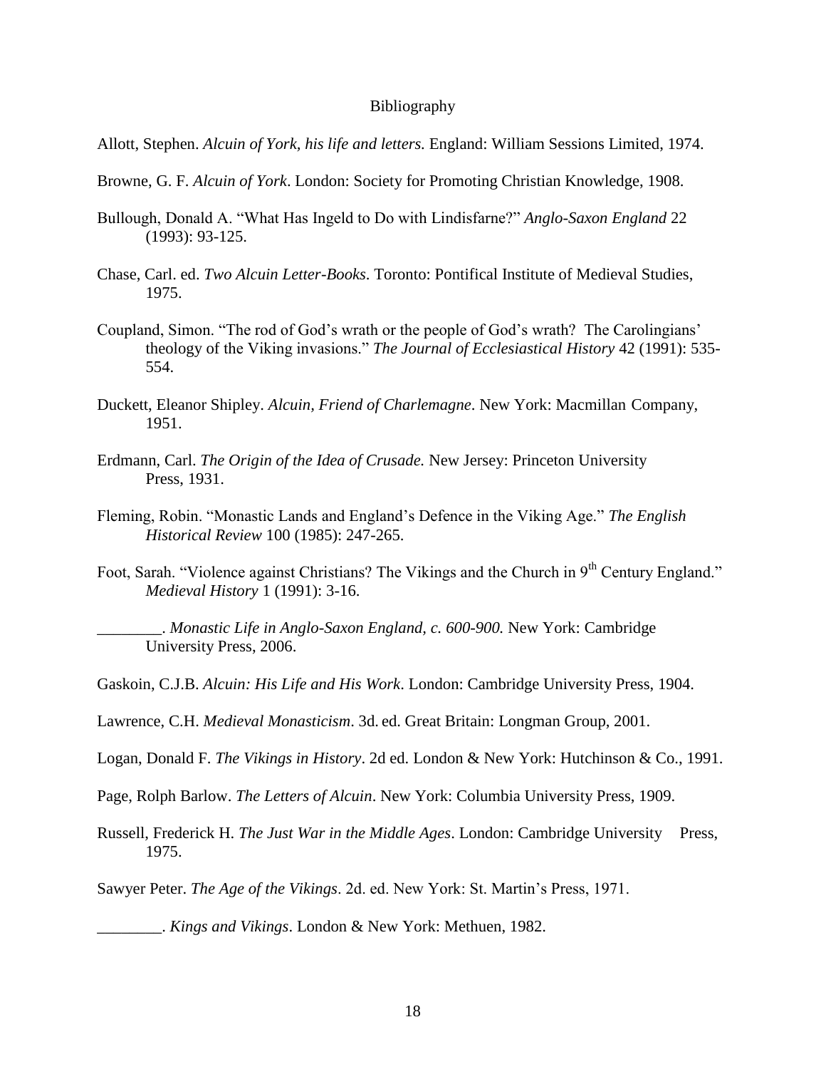# Bibliography

Allott, Stephen. *Alcuin of York, his life and letters.* England: William Sessions Limited, 1974.

Browne, G. F. *Alcuin of York*. London: Society for Promoting Christian Knowledge, 1908.

Bullough, Donald A. "What Has Ingeld to Do with Lindisfarne?" *Anglo-Saxon England* 22 (1993): 93-125.

Chase, Carl. ed. *Two Alcuin Letter-Books*. Toronto: Pontifical Institute of Medieval Studies, 1975.

Coupland, Simon. "The rod of God's wrath or the people of God's wrath? The Carolingians' theology of the Viking invasions." *The Journal of Ecclesiastical History* 42 (1991): 535-554.

Duckett, Eleanor Shipley. *Alcuin, Friend of Charlemagne*. New York: Macmillan Company, 1951.

Erdmann, Carl. *The Origin of the Idea of Crusade.* New Jersey: Princeton University Press, 1931.

Fleming, Robin. "Monastic Lands and England's Defence in the Viking Age." *The English Historical Review* 100 (1985): 247-265.

Foot, Sarah. "Violence against Christians? The Vikings and the Church in 9th Century England." *Medieval History* 1 (1991): 3-16.

________. *Monastic Life in Anglo-Saxon England, c. 600-900.* New York: Cambridge University Press, 2006.

Gaskoin, C.J.B. *Alcuin: His Life and His Work*. London: Cambridge University Press, 1904.

Lawrence, C.H. *Medieval Monasticism*. 3d. ed. Great Britain: Longman Group, 2001.

Logan, Donald F. *The Vikings in History*. 2d ed. London & New York: Hutchinson & Co., 1991.

Page, Rolph Barlow. *The Letters of Alcuin*. New York: Columbia University Press, 1909.

Russell, Frederick H. *The Just War in the Middle Ages*. London: Cambridge University Press, 1975.

Sawyer Peter. *The Age of the Vikings*. 2d. ed. New York: St. Martin's Press, 1971.

________. *Kings and Vikings*. London & New York: Methuen, 1982.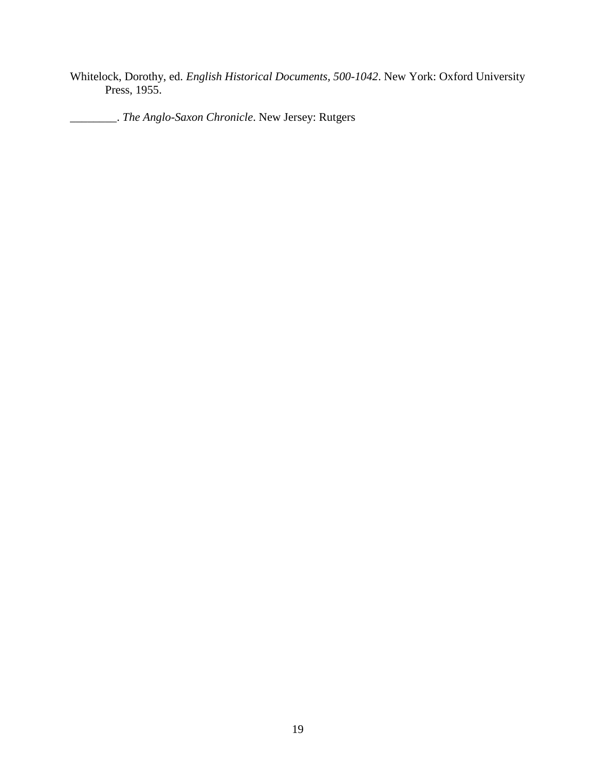Whitelock, Dorothy, ed. *English Historical Documents, 500-1042*. New York: Oxford University Press, 1955.

________. *The Anglo-Saxon Chronicle*. New Jersey: Rutgers